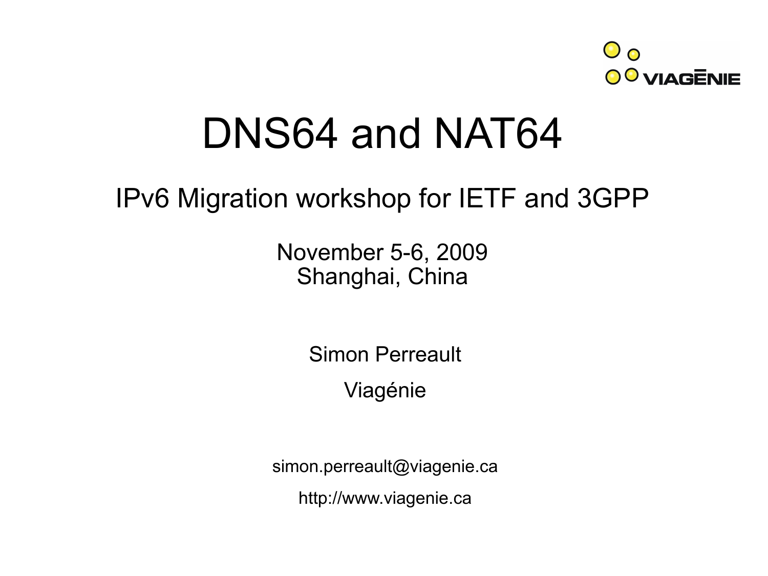# DNS64 and NAT64

IPv6 Migration workshop for IETF and 3GPP

November 5-6, 2009
Shanghai, China

Simon Perreault

Viagénie

simon.perreault@viagenie.ca

http://www.viagenie.ca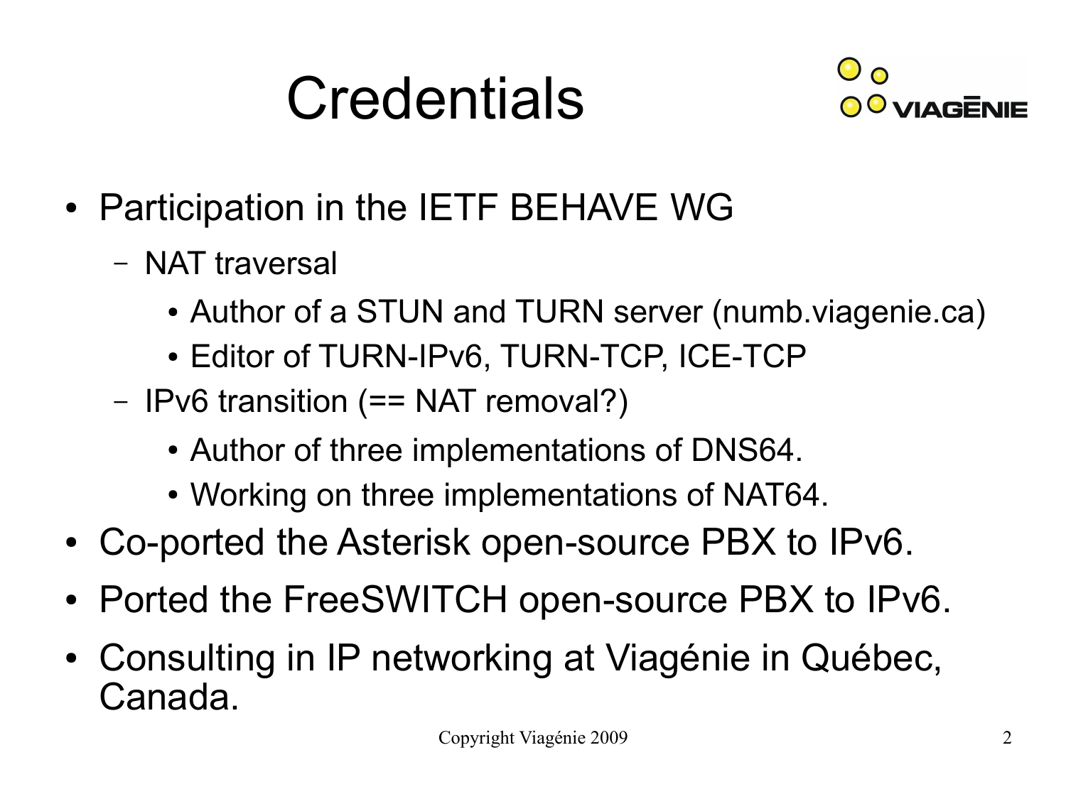# Credentials

- Participation in the IETF BEHAVE WG
  - NAT traversal
    - Author of a STUN and TURN server (numb.viagenie.ca)
    - Editor of TURN-IPv6, TURN-TCP, ICE-TCP
  - IPv6 transition (== NAT removal?)
    - Author of three implementations of DNS64.
    - Working on three implementations of NAT64.
- Co-ported the Asterisk open-source PBX to IPv6.
- Ported the FreeSWITCH open-source PBX to IPv6.
- Consulting in IP networking at Viagénie in Québec, Canada.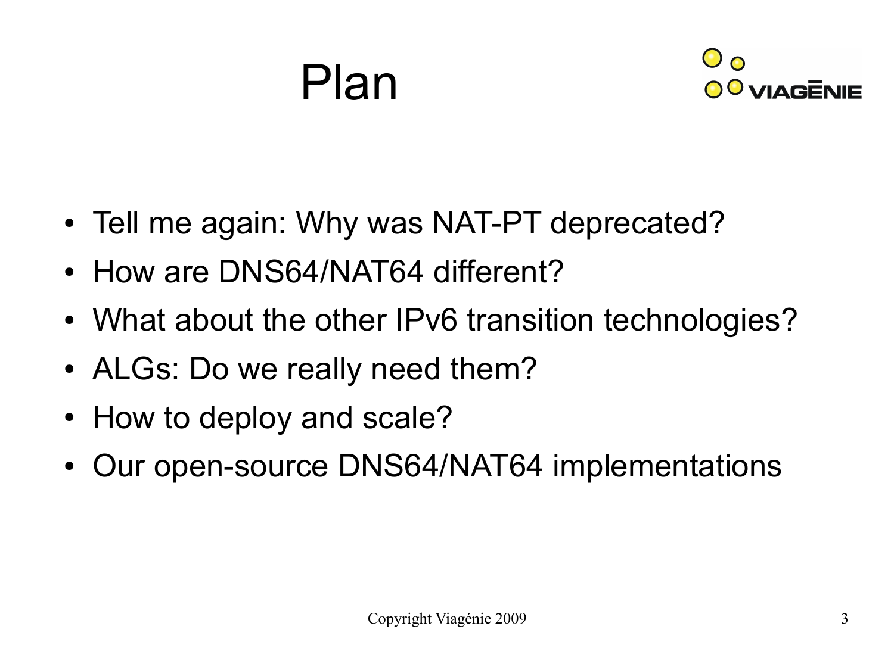# Plan

- Tell me again: Why was NAT-PT deprecated?
- How are DNS64/NAT64 different?
- What about the other IPv6 transition technologies?
- ALGs: Do we really need them?
- How to deploy and scale?
- Our open-source DNS64/NAT64 implementations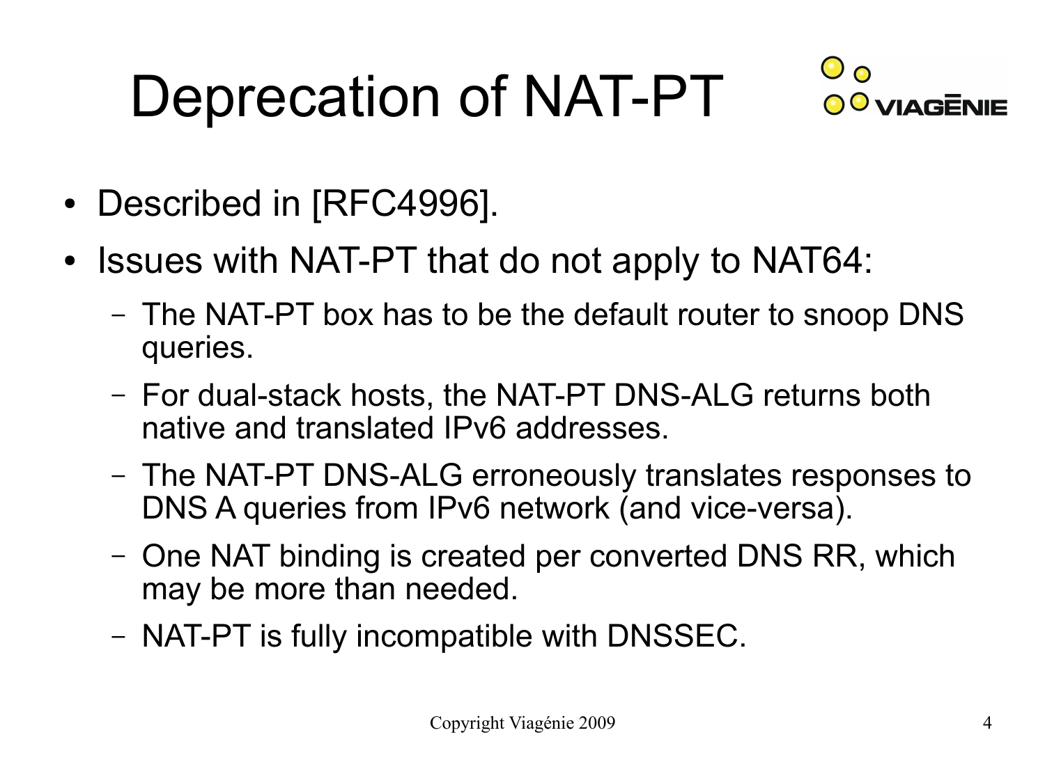# Deprecation of NAT-PT

- Described in [RFC4996].
- Issues with NAT-PT that do not apply to NAT64:
  - The NAT-PT box has to be the default router to snoop DNS queries.
  - For dual-stack hosts, the NAT-PT DNS-ALG returns both native and translated IPv6 addresses.
  - The NAT-PT DNS-ALG erroneously translates responses to DNS A queries from IPv6 network (and vice-versa).
  - One NAT binding is created per converted DNS RR, which may be more than needed.
  - NAT-PT is fully incompatible with DNSSEC.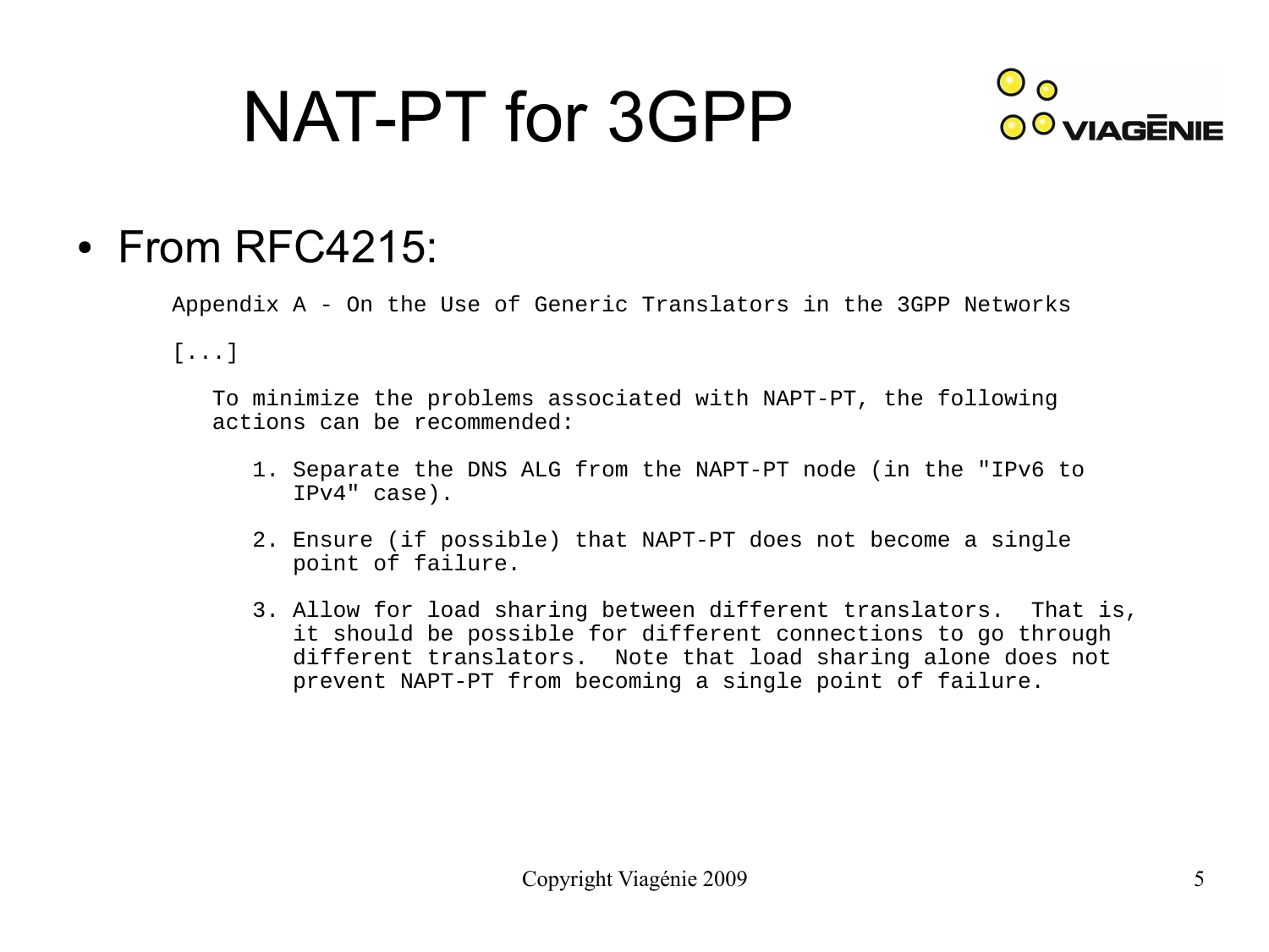# NAT-PT for 3GPP

- From RFC4215:

```
Appendix A - On the Use of Generic Translators in the 3GPP Networks

[...]

   To minimize the problems associated with NAPT-PT, the following
   actions can be recommended:

      1. Separate the DNS ALG from the NAPT-PT node (in the "IPv6 to
         IPv4" case).

      2. Ensure (if possible) that NAPT-PT does not become a single
         point of failure.

      3. Allow for load sharing between different translators.  That is,
         it should be possible for different connections to go through
         different translators.  Note that load sharing alone does not
         prevent NAPT-PT from becoming a single point of failure.
```

Copyright Viagénie 2009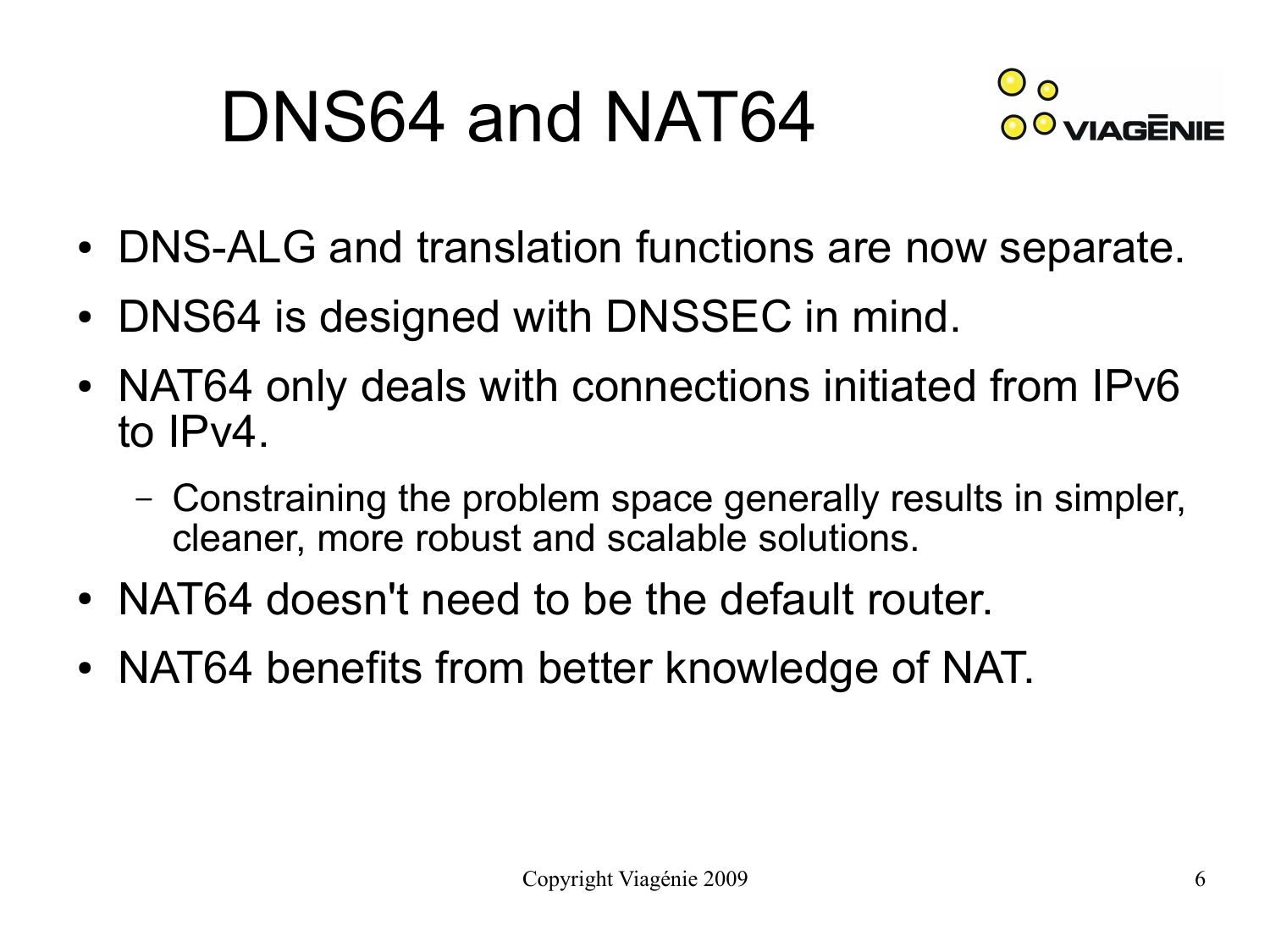# DNS64 and NAT64

- DNS-ALG and translation functions are now separate.
- DNS64 is designed with DNSSEC in mind.
- NAT64 only deals with connections initiated from IPv6 to IPv4.
  - Constraining the problem space generally results in simpler, cleaner, more robust and scalable solutions.
- NAT64 doesn't need to be the default router.
- NAT64 benefits from better knowledge of NAT.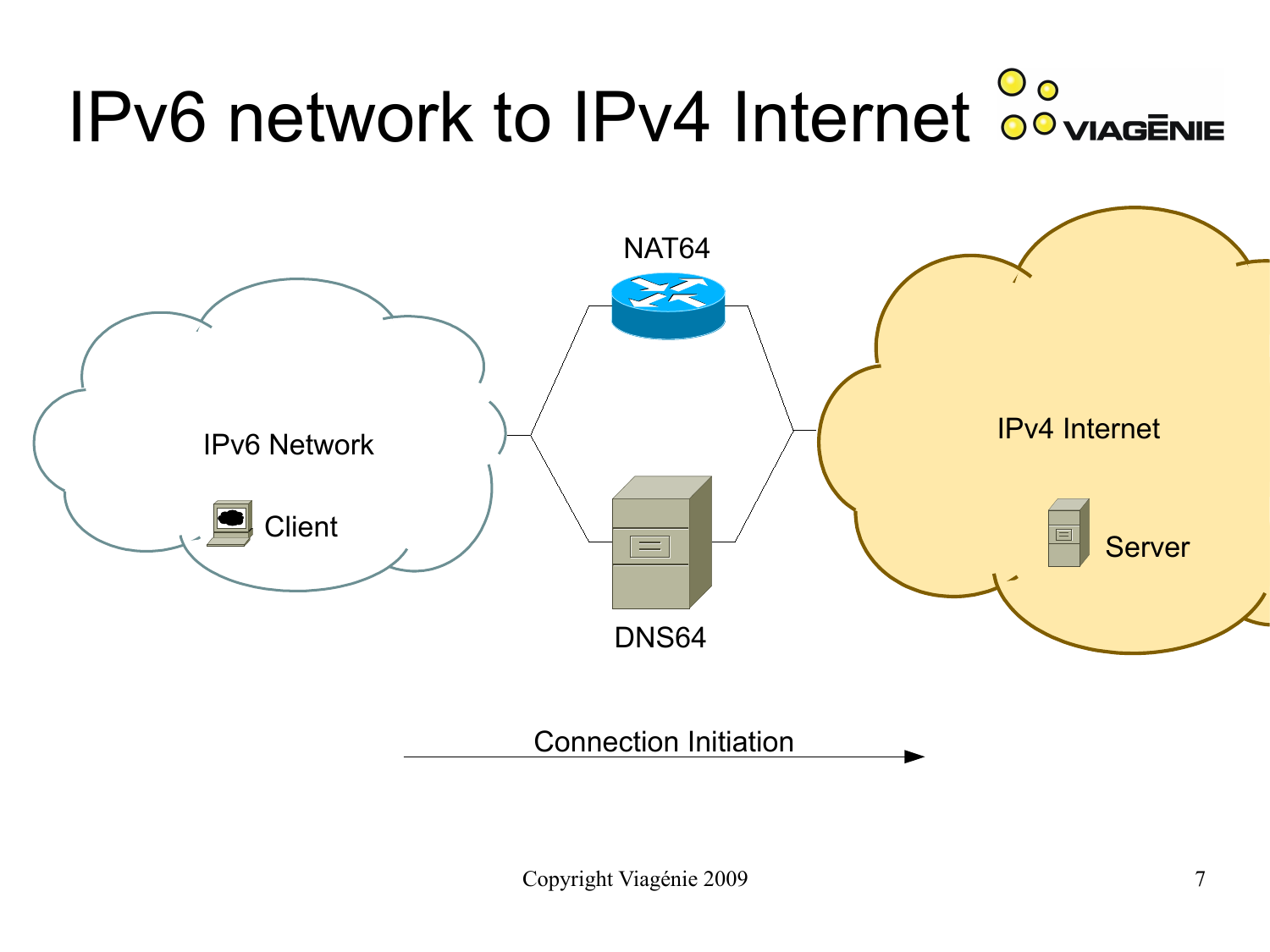# IPv6 network to IPv4 Internet

NAT64

IPv6 Network

Client

DNS64

IPv4 Internet

Server

Connection Initiation

Copyright Viagénie 2009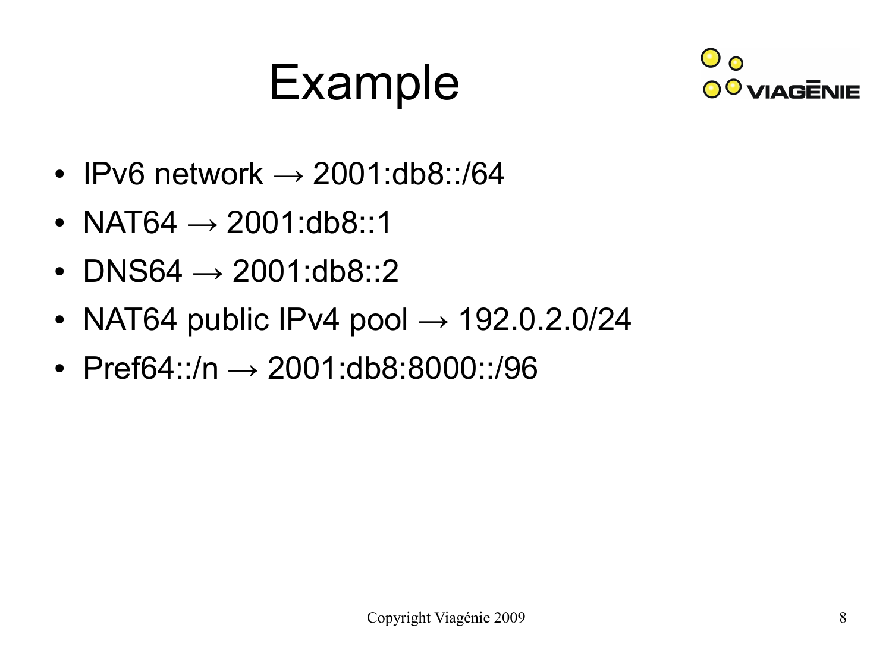# Example

- IPv6 network → 2001:db8::/64
- NAT64 → 2001:db8::1
- DNS64 → 2001:db8::2
- NAT64 public IPv4 pool → 192.0.2.0/24
- Pref64::/n → 2001:db8:8000::/96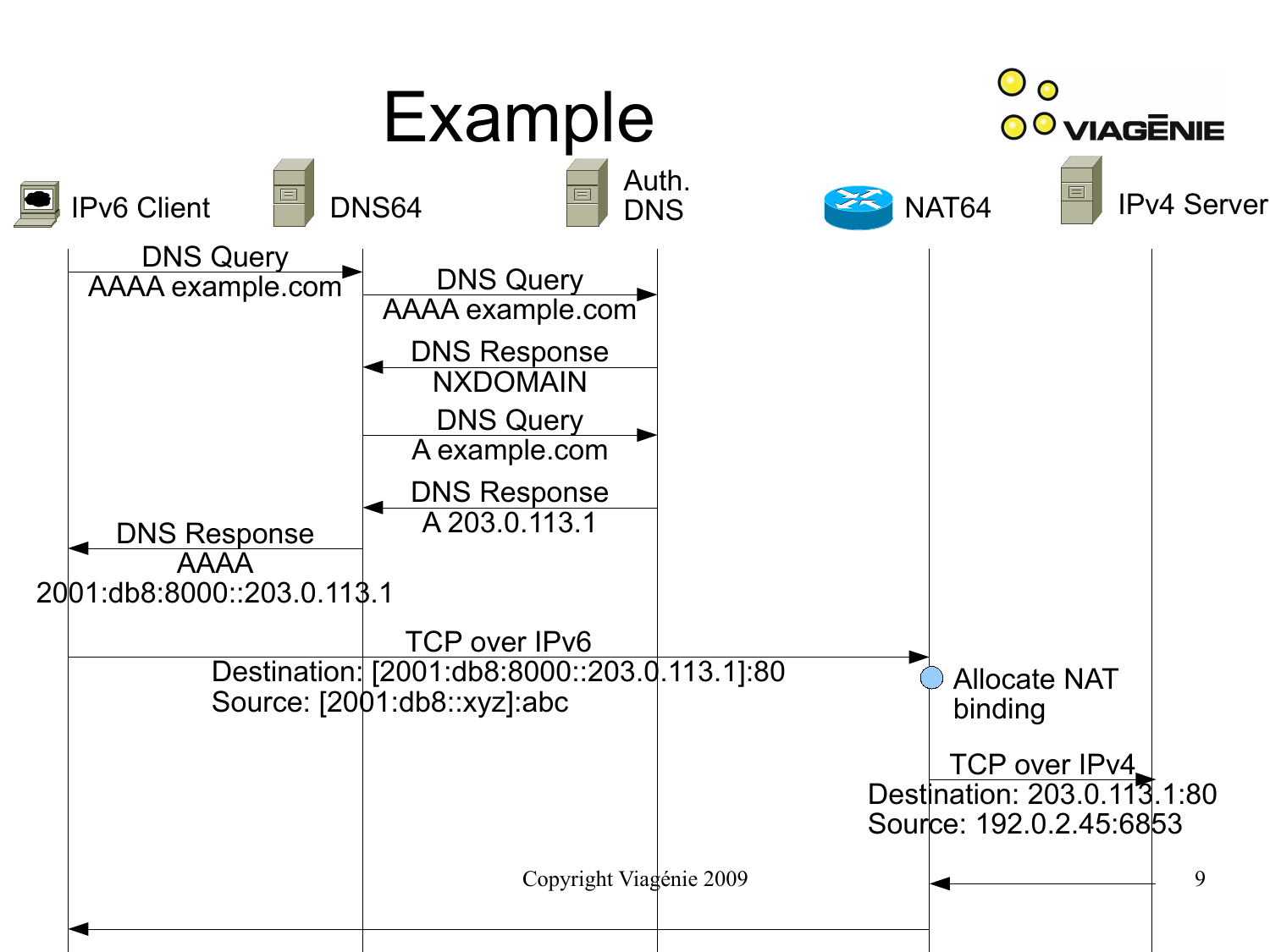# Example

IPv6 Client — DNS64 — Auth. DNS — NAT64 — IPv4 Server

- IPv6 Client → DNS64: DNS Query AAAA example.com
- DNS64 → Auth. DNS: DNS Query AAAA example.com
- Auth. DNS → DNS64: DNS Response NXDOMAIN
- DNS64 → Auth. DNS: DNS Query A example.com
- Auth. DNS → DNS64: DNS Response A 203.0.113.1
- DNS64 → IPv6 Client: DNS Response AAAA 2001:db8:8000::203.0.113.1
- IPv6 Client → NAT64: TCP over IPv6
  Destination: [2001:db8:8000::203.0.113.1]:80
  Source: [2001:db8::xyz]:abc
- NAT64: Allocate NAT binding
- NAT64 → IPv4 Server: TCP over IPv4
  Destination: 203.0.113.1:80
  Source: 192.0.2.45:6853
- IPv4 Server → NAT64
- NAT64 → IPv6 Client

Copyright Viagénie 2009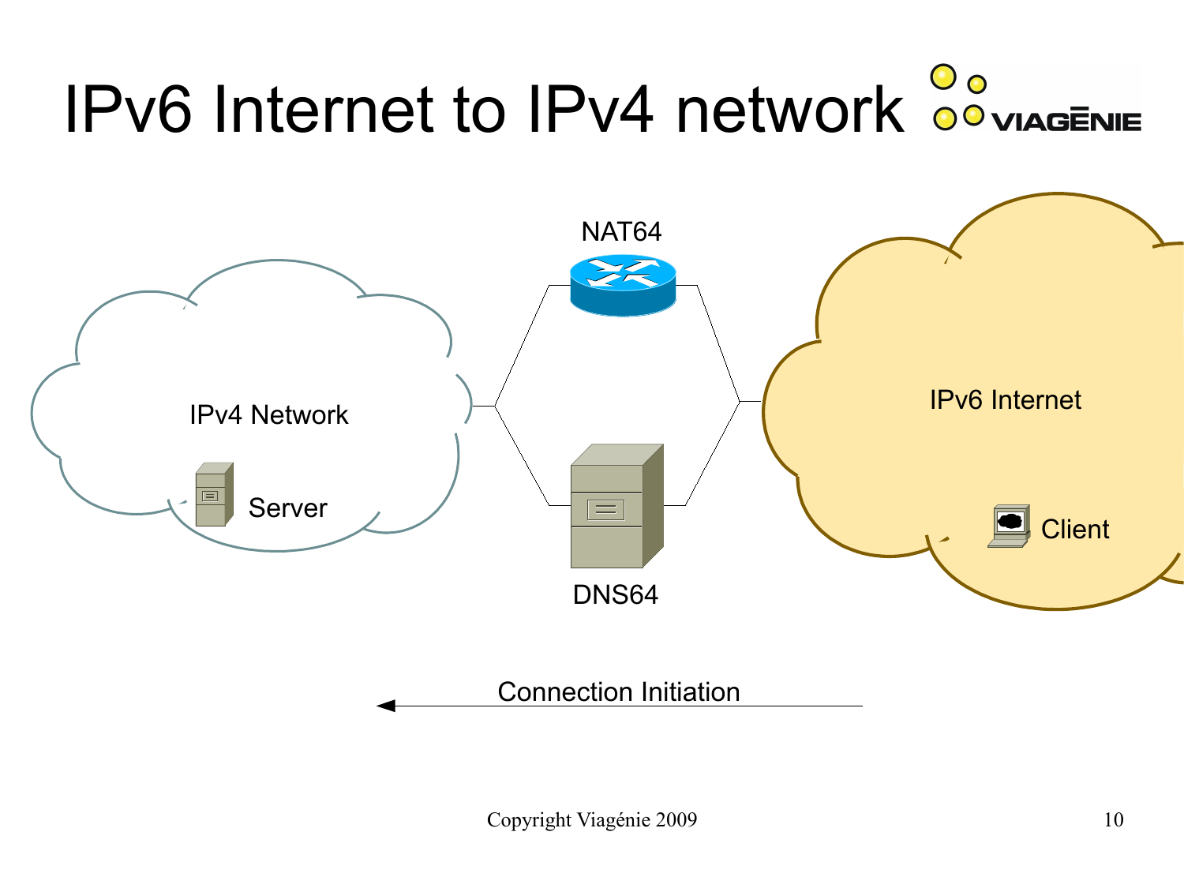# IPv6 Internet to IPv4 network

NAT64

IPv4 Network

Server

DNS64

IPv6 Internet

Client

Connection Initiation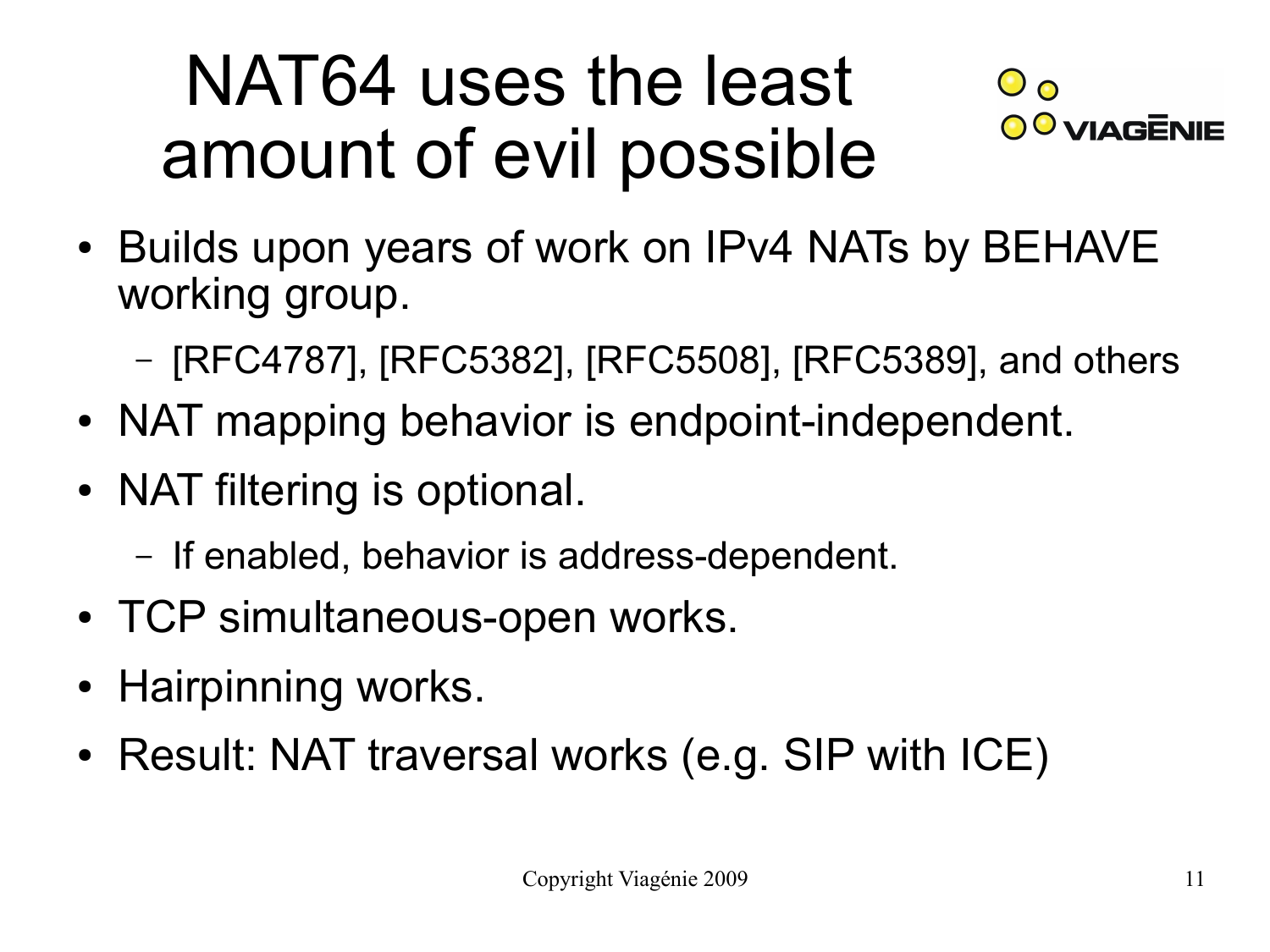# NAT64 uses the least amount of evil possible

- Builds upon years of work on IPv4 NATs by BEHAVE working group.
  - [RFC4787], [RFC5382], [RFC5508], [RFC5389], and others
- NAT mapping behavior is endpoint-independent.
- NAT filtering is optional.
  - If enabled, behavior is address-dependent.
- TCP simultaneous-open works.
- Hairpinning works.
- Result: NAT traversal works (e.g. SIP with ICE)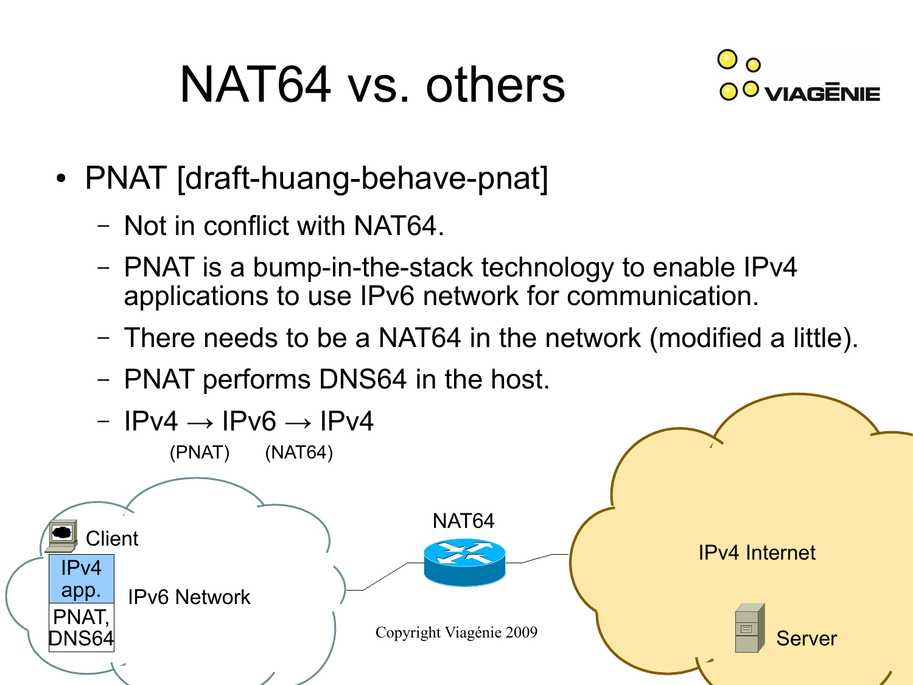# NAT64 vs. others

- PNAT [draft-huang-behave-pnat]
  - Not in conflict with NAT64.
  - PNAT is a bump-in-the-stack technology to enable IPv4 applications to use IPv6 network for communication.
  - There needs to be a NAT64 in the network (modified a little).
  - PNAT performs DNS64 in the host.
  - IPv4 → IPv6 → IPv4
    (PNAT) (NAT64)

Client

IPv4 app.

PNAT, DNS64

IPv6 Network

NAT64

IPv4 Internet

Server

Copyright Viagénie 2009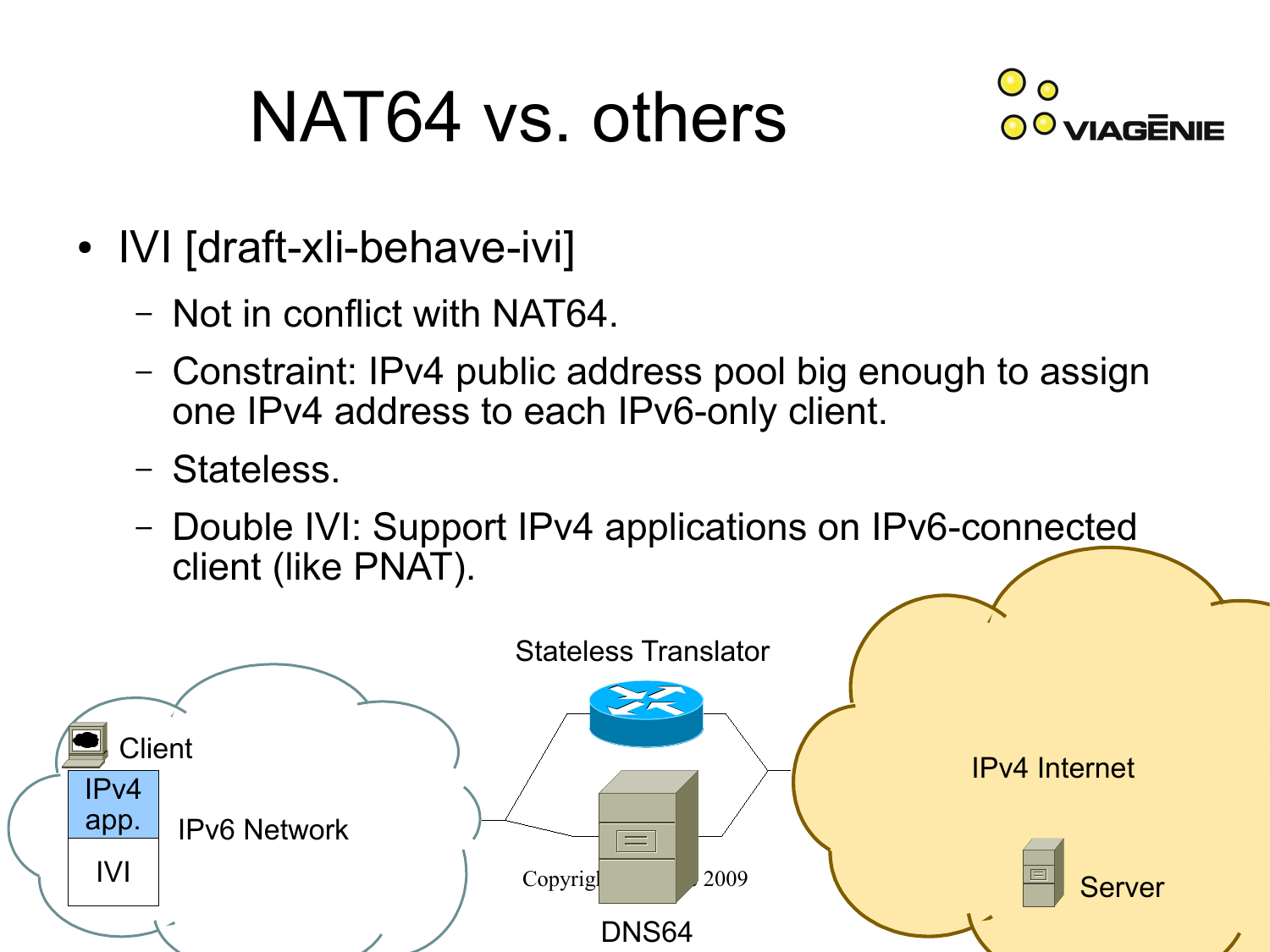# NAT64 vs. others

- IVI [draft-xli-behave-ivi]
  - Not in conflict with NAT64.
  - Constraint: IPv4 public address pool big enough to assign one IPv4 address to each IPv6-only client.
  - Stateless.
  - Double IVI: Support IPv4 applications on IPv6-connected client (like PNAT).

Stateless Translator

Client

IPv4 app.

IVI

IPv6 Network

DNS64

IPv4 Internet

Server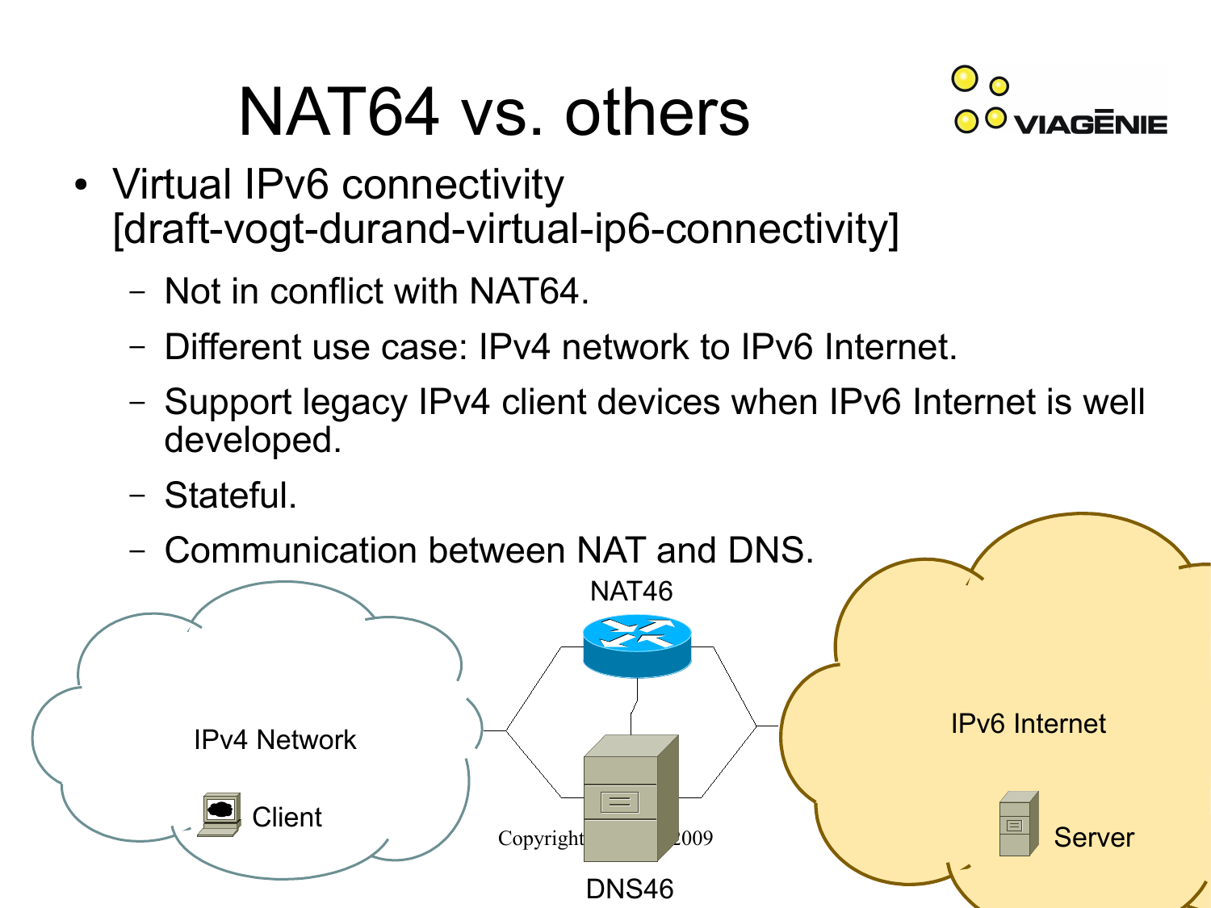# NAT64 vs. others

- Virtual IPv6 connectivity [draft-vogt-durand-virtual-ip6-connectivity]
  - Not in conflict with NAT64.
  - Different use case: IPv4 network to IPv6 Internet.
  - Support legacy IPv4 client devices when IPv6 Internet is well developed.
  - Stateful.
  - Communication between NAT and DNS.

NAT46

IPv4 Network

Client

DNS46

IPv6 Internet

Server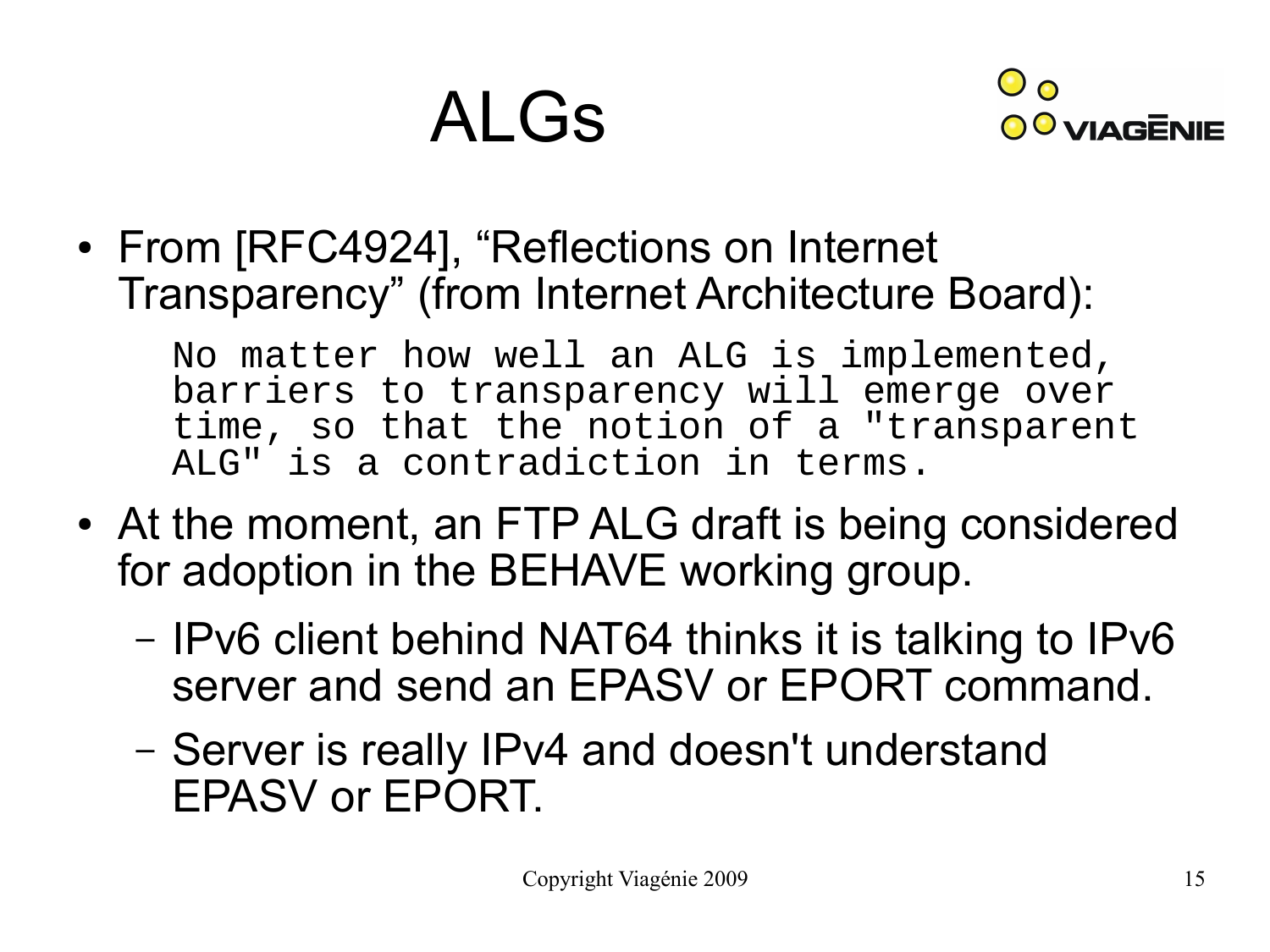# ALGs

- From [RFC4924], “Reflections on Internet Transparency” (from Internet Architecture Board):

```
No matter how well an ALG is implemented,
barriers to transparency will emerge over
time, so that the notion of a "transparent
ALG" is a contradiction in terms.
```

- At the moment, an FTP ALG draft is being considered for adoption in the BEHAVE working group.
  - IPv6 client behind NAT64 thinks it is talking to IPv6 server and send an EPASV or EPORT command.
  - Server is really IPv4 and doesn't understand EPASV or EPORT.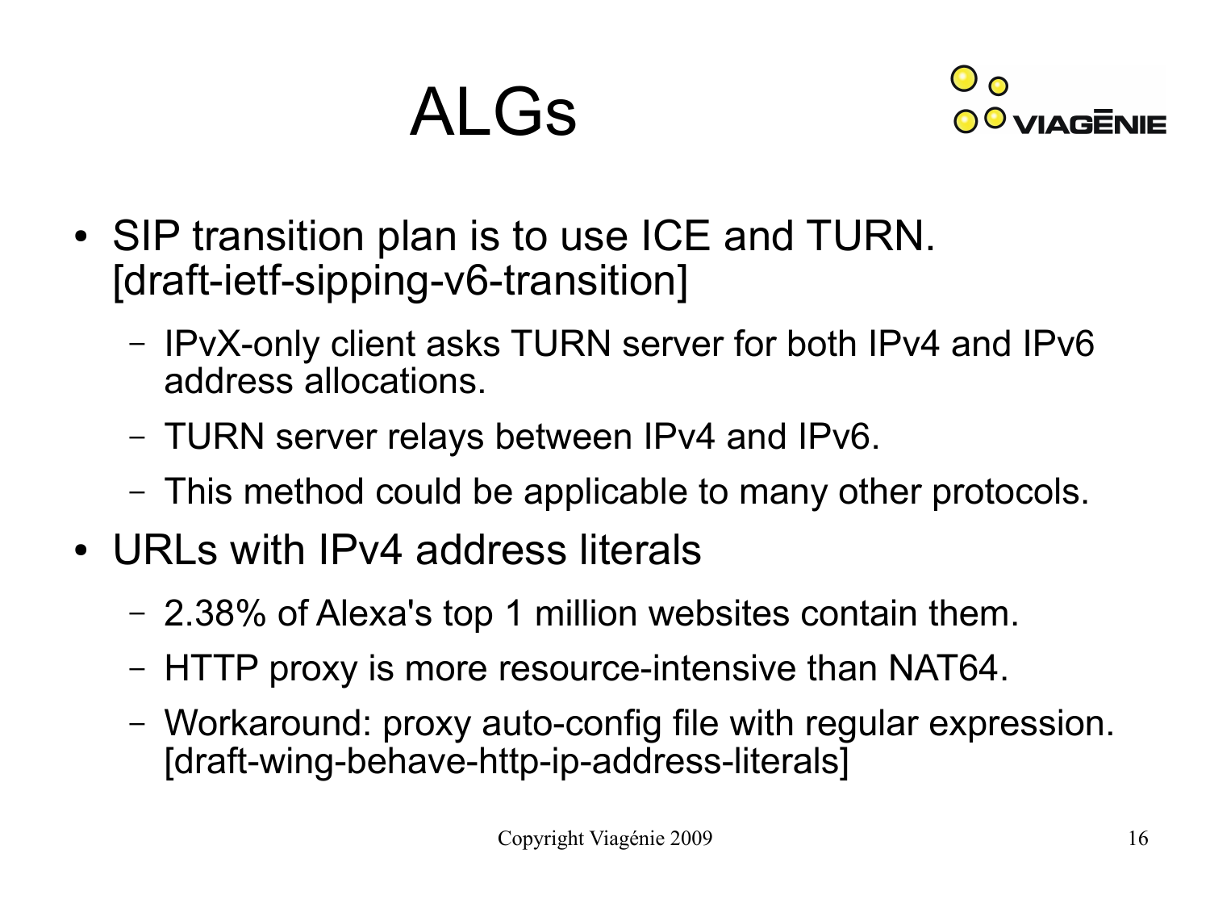# ALGs

- SIP transition plan is to use ICE and TURN. [draft-ietf-sipping-v6-transition]
  - IPvX-only client asks TURN server for both IPv4 and IPv6 address allocations.
  - TURN server relays between IPv4 and IPv6.
  - This method could be applicable to many other protocols.
- URLs with IPv4 address literals
  - 2.38% of Alexa's top 1 million websites contain them.
  - HTTP proxy is more resource-intensive than NAT64.
  - Workaround: proxy auto-config file with regular expression. [draft-wing-behave-http-ip-address-literals]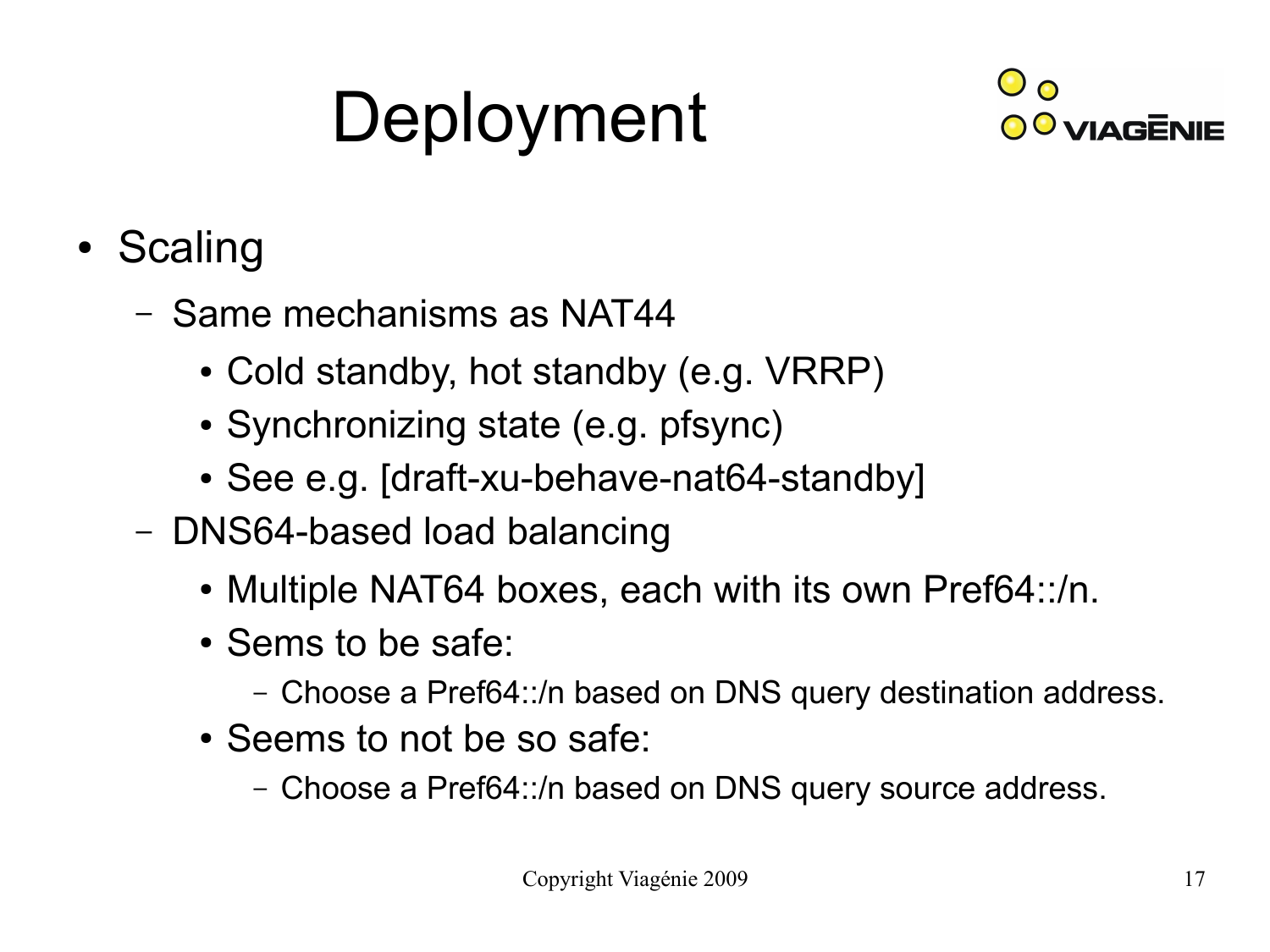# Deployment

- Scaling
  - Same mechanisms as NAT44
    - Cold standby, hot standby (e.g. VRRP)
    - Synchronizing state (e.g. pfsync)
    - See e.g. [draft-xu-behave-nat64-standby]
  - DNS64-based load balancing
    - Multiple NAT64 boxes, each with its own Pref64::/n.
    - Sems to be safe:
      - Choose a Pref64::/n based on DNS query destination address.
    - Seems to not be so safe:
      - Choose a Pref64::/n based on DNS query source address.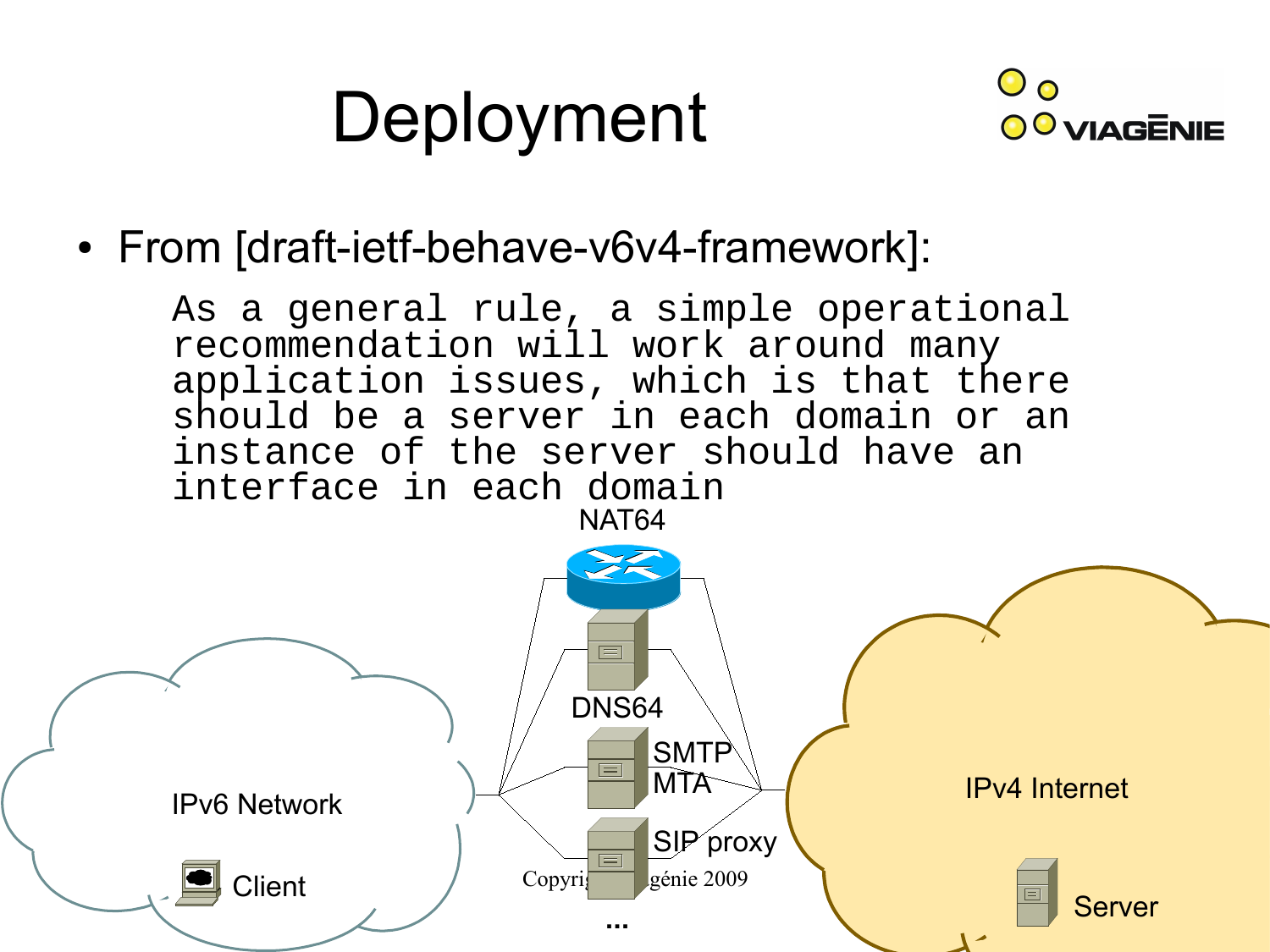# Deployment

- From [draft-ietf-behave-v6v4-framework]:

```
As a general rule, a simple operational
recommendation will work around many
application issues, which is that there
should be a server in each domain or an
instance of the server should have an
interface in each domain
```

NAT64

DNS64

SMTP MTA

SIP proxy

...

IPv6 Network

Client

IPv4 Internet

Server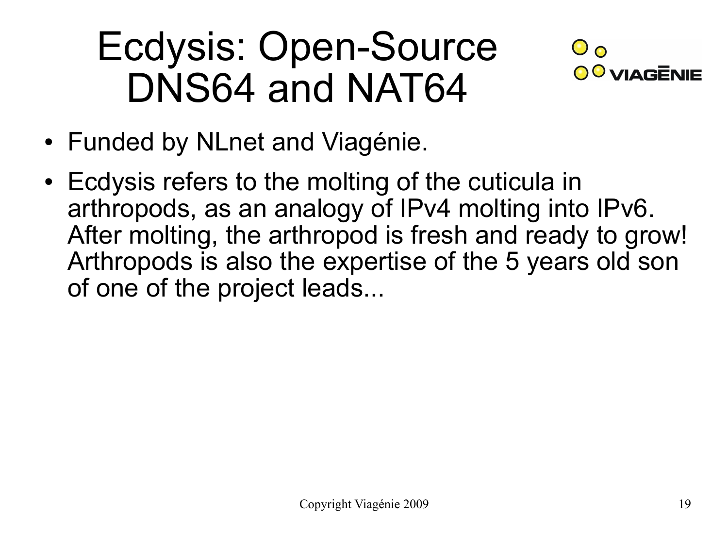# Ecdysis: Open-Source DNS64 and NAT64

- Funded by NLnet and Viagénie.
- Ecdysis refers to the molting of the cuticula in arthropods, as an analogy of IPv4 molting into IPv6. After molting, the arthropod is fresh and ready to grow! Arthropods is also the expertise of the 5 years old son of one of the project leads...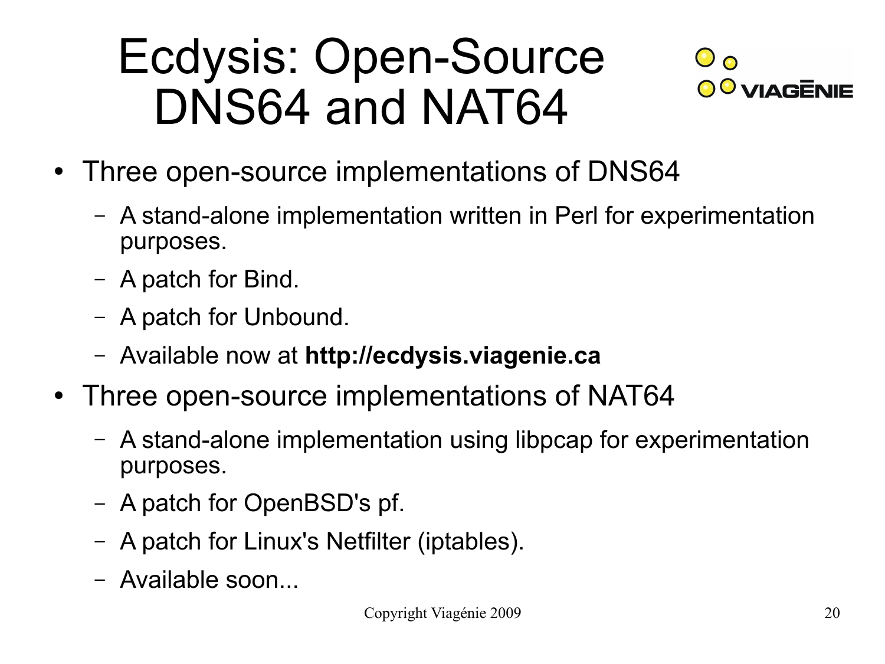# Ecdysis: Open-Source DNS64 and NAT64

- Three open-source implementations of DNS64
  - A stand-alone implementation written in Perl for experimentation purposes.
  - A patch for Bind.
  - A patch for Unbound.
  - Available now at **http://ecdysis.viagenie.ca**
- Three open-source implementations of NAT64
  - A stand-alone implementation using libpcap for experimentation purposes.
  - A patch for OpenBSD's pf.
  - A patch for Linux's Netfilter (iptables).
  - Available soon...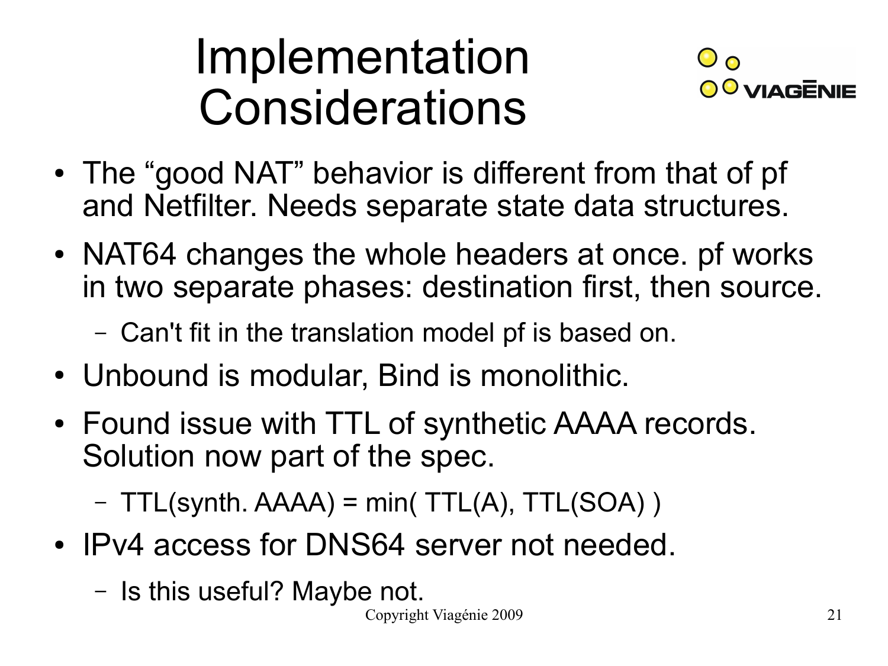# Implementation Considerations

- The “good NAT” behavior is different from that of pf and Netfilter. Needs separate state data structures.
- NAT64 changes the whole headers at once. pf works in two separate phases: destination first, then source.
  - Can't fit in the translation model pf is based on.
- Unbound is modular, Bind is monolithic.
- Found issue with TTL of synthetic AAAA records. Solution now part of the spec.
  - TTL(synth. AAAA) = min( TTL(A), TTL(SOA) )
- IPv4 access for DNS64 server not needed.
  - Is this useful? Maybe not.

Copyright Viagénie 2009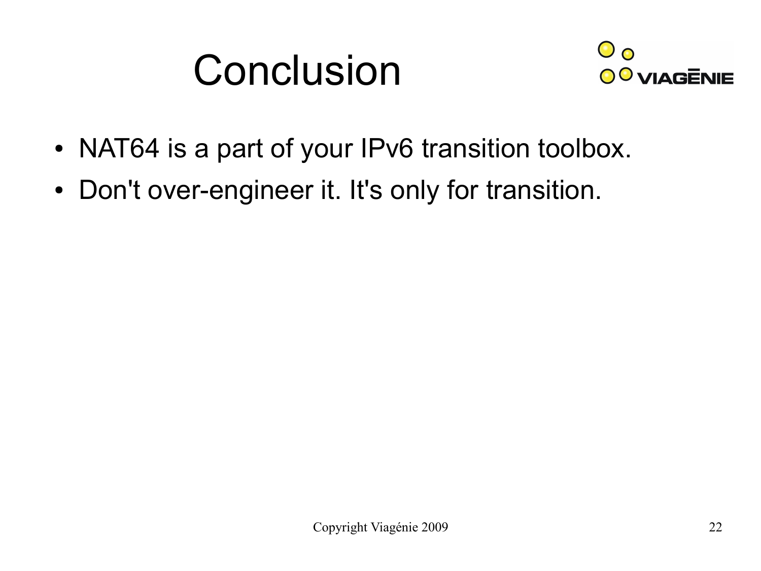# Conclusion

- NAT64 is a part of your IPv6 transition toolbox.
- Don't over-engineer it. It's only for transition.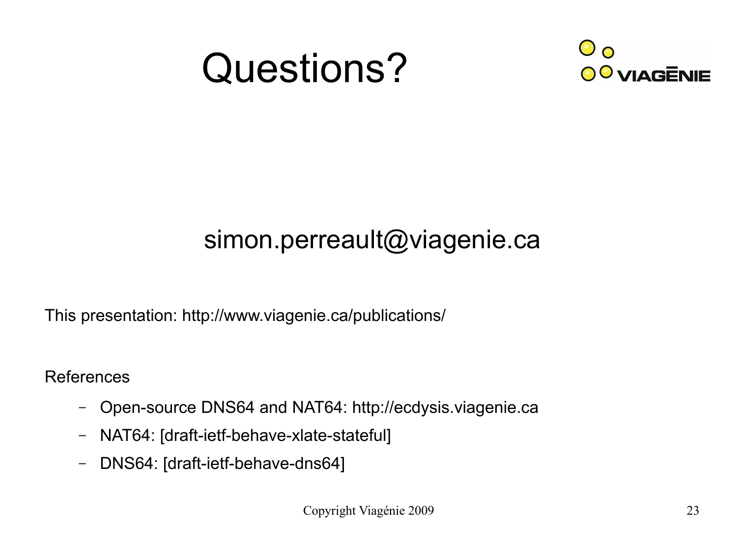# Questions?

simon.perreault@viagenie.ca

This presentation: http://www.viagenie.ca/publications/

References

- Open-source DNS64 and NAT64: http://ecdysis.viagenie.ca
- NAT64: [draft-ietf-behave-xlate-stateful]
- DNS64: [draft-ietf-behave-dns64]